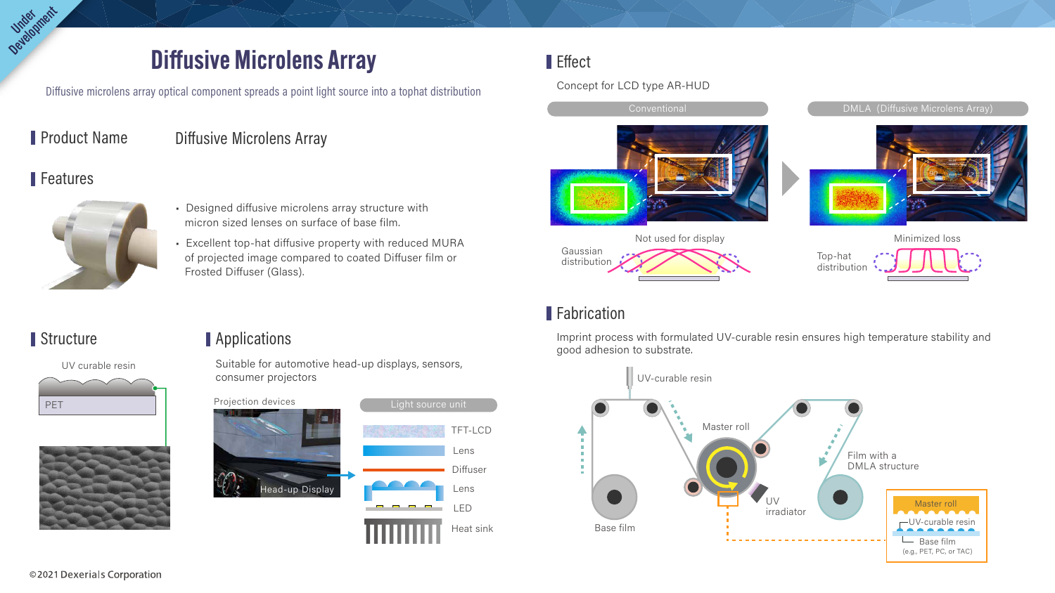Under Development

# Diffusive Microlens Array

Diffusive microlens array optical component spreads a point light source into a tophat distribution

## Product Name

Diffusive Microlens Array

## Features

- Designed diffusive microlens array structure with micron sized lenses on surface of base film.
- Excellent top-hat diffusive property with reduced MURA of projected image compared to coated Diffuser film or Frosted Diffuser (Glass).

## Structure

UV curable resin

PET

## Applications

Suitable for automotive head-up displays, sensors, consumer projectors

Projection devices

Head-up Display

Light source unit

TFT-LCD

Lens

Diffuser

Lens

LED

Heat sink

## Effect

Concept for LCD type AR-HUD

Conventional

DMLA (Diffusive Microlens Array)

Not used for display

Gaussian distribution

Minimized loss

Top-hat distribution

## Fabrication

Imprint process with formulated UV-curable resin ensures high temperature stability and good adhesion to substrate.

UV-curable resin

Master roll

Film with a DMLA structure

UV irradiator

Base film

Master roll

UV-curable resin

Base film (e.g., PET, PC, or TAC)

©2021 Dexerials Corporation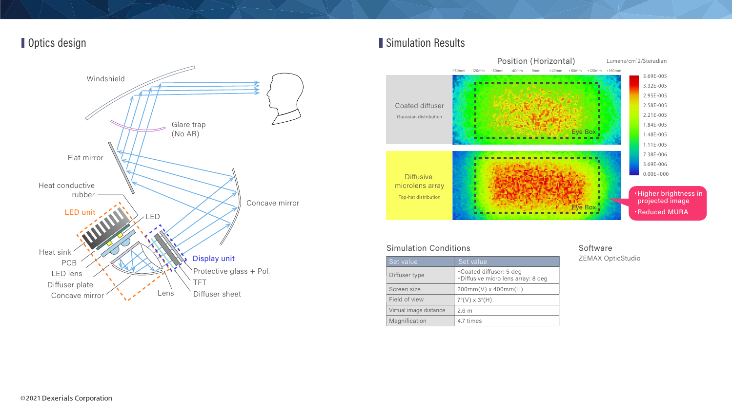## Optics design

Windshield

Glare trap (No AR)

Flat mirror

Heat conductive rubber

LED unit

LED

Concave mirror

Heat sink

PCB

LED lens

Diffuser plate

Concave mirror

Lens

Display unit

Protective glass + Pol.

TFT

Diffuser sheet

## Simulation Results

Position (Horizontal)

Lumens/cm^2/Steradian

-160mm -120mm -80mm -40mm 0mm +40mm +80mm +120mm +160mm

Coated diffuser
Gaussian distribution

Eye Box

Diffusive microlens array
Top-hat distribution

Eye Box

3.69E-005
3.32E-005
2.95E-005
2.58E-005
2.21E-005
1.84E-005
1.48E-005
1.11E-005
7.38E-006
3.69E-006
0.00E+000

- Higher brightness in projected image
- Reduced MURA

### Simulation Conditions

| Set value | Set value |
|---|---|
| Diffuser type | •Coated diffuser: 5 deg<br>•Diffusive micro lens array: 8 deg |
| Screen size | 200mm(V) x 400mm(H) |
| Field of view | 7°(V) x 3°(H) |
| Virtual image distance | 2.6 m |
| Magnification | 4.7 times |

### Software

ZEMAX OpticStudio

©2021 Dexerials Corporation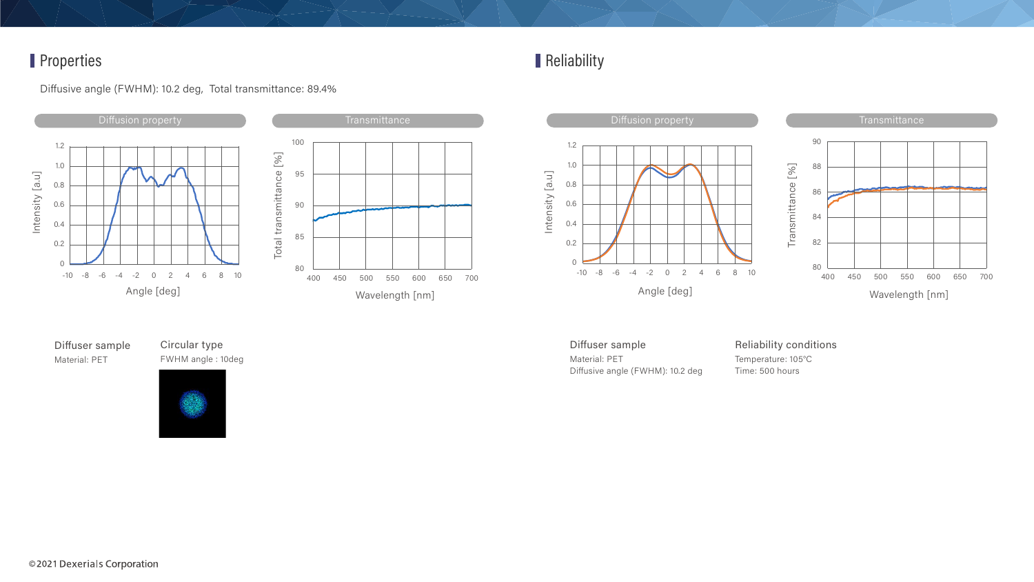## Properties

Diffusive angle (FWHM): 10.2 deg, Total transmittance: 89.4%

Diffusion property

1.2
1.0
0.8
0.6
0.4
0.2
0
-10 -8 -6 -4 -2 0 2 4 6 8 10
Intensity [a.u]
Angle [deg]

Transmittance

100
95
90
85
80
400 450 500 550 600 650 700
Total transmittance [%]
Wavelength [nm]

Diffuser sample
Material: PET

Circular type
FWHM angle : 10deg

## Reliability

Diffusion property

1.2
1.0
0.8
0.6
0.4
0.2
0
-10 -8 -6 -4 -2 0 2 4 6 8 10
Intensity [a.u]
Angle [deg]

Transmittance

90
88
86
84
82
80
400 450 500 550 600 650 700
Transmittance [%]
Wavelength [nm]

Diffuser sample
Material: PET
Diffusive angle (FWHM): 10.2 deg

Reliability conditions
Temperature: 105℃
Time: 500 hours

©2021 Dexerials Corporation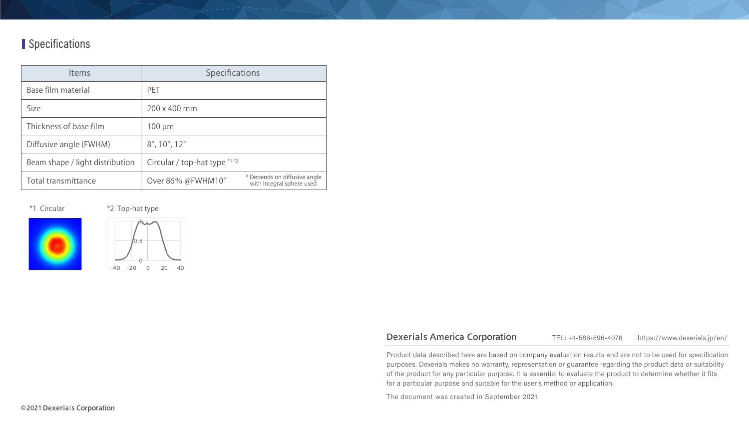## Specifications

| Items | Specifications |
| --- | --- |
| Base film material | PET |
| Size | 200 x 400 mm |
| Thickness of base film | 100 µm |
| Diffusive angle (FWHM) | 8°, 10°, 12° |
| Beam shape / light distribution | Circular / top-hat type *1 *2 |
| Total transmittance | Over 86% @FWHM10° * Depends on diffusive angle with Integral sphere used |

*1 Circular

*2 Top-hat type

1
0.5
0
-40 -20 0 20 40

**Dexerials America Corporation** TEL: +1-586-596-4076 https://www.dexerials.jp/en/

Product data described here are based on company evaluation results and are not to be used for specification purposes. Dexerials makes no warranty, representation or guarantee regarding the product data or suitability of the product for any particular purpose. It is essential to evaluate the product to determine whether it fits for a particular purpose and suitable for the user's method or application.

The document was created in September 2021.

©2021 Dexerials Corporation